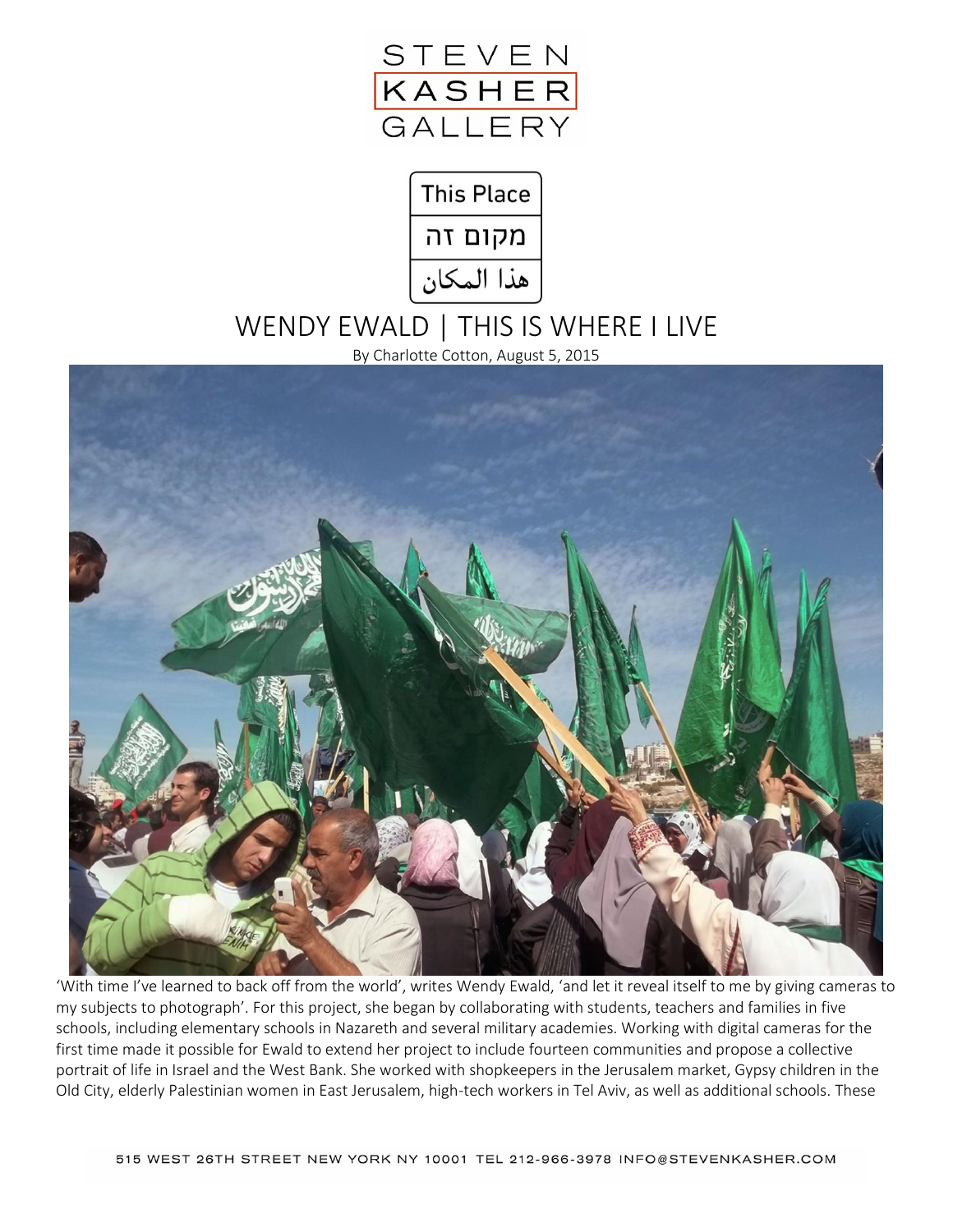STEVEN KASHER GALLERY

This Place

מקום זה

هذا المكان

# WENDY EWALD | THIS IS WHERE I LIVE

By Charlotte Cotton, August 5, 2015

'With time I've learned to back off from the world', writes Wendy Ewald, 'and let it reveal itself to me by giving cameras to my subjects to photograph'. For this project, she began by collaborating with students, teachers and families in five schools, including elementary schools in Nazareth and several military academies. Working with digital cameras for the first time made it possible for Ewald to extend her project to include fourteen communities and propose a collective portrait of life in Israel and the West Bank. She worked with shopkeepers in the Jerusalem market, Gypsy children in the Old City, elderly Palestinian women in East Jerusalem, high-tech workers in Tel Aviv, as well as additional schools. These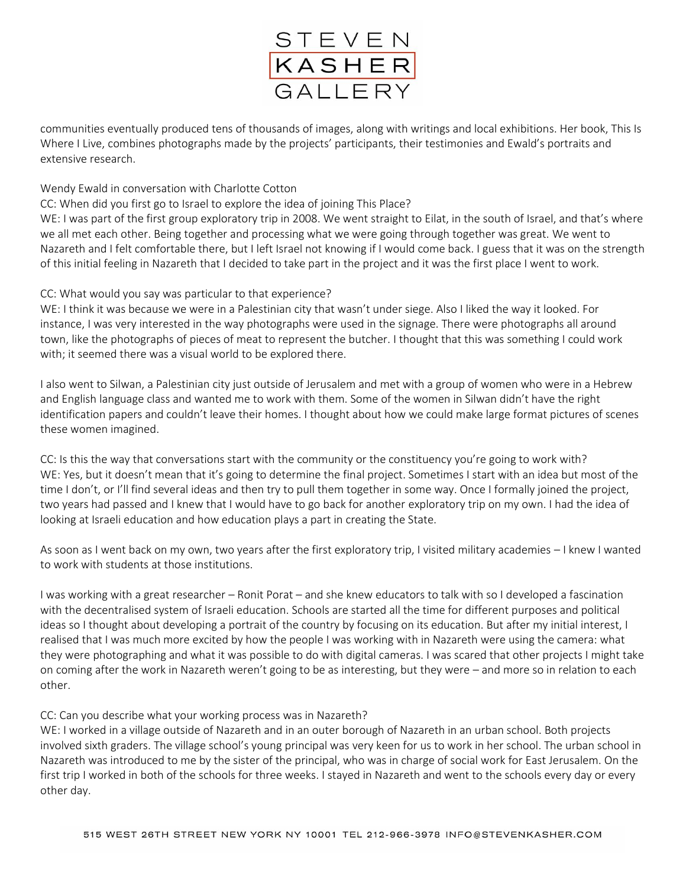communities eventually produced tens of thousands of images, along with writings and local exhibitions. Her book, This Is Where I Live, combines photographs made by the projects' participants, their testimonies and Ewald's portraits and extensive research.

Wendy Ewald in conversation with Charlotte Cotton

CC: When did you first go to Israel to explore the idea of joining This Place?

WE: I was part of the first group exploratory trip in 2008. We went straight to Eilat, in the south of Israel, and that's where we all met each other. Being together and processing what we were going through together was great. We went to Nazareth and I felt comfortable there, but I left Israel not knowing if I would come back. I guess that it was on the strength of this initial feeling in Nazareth that I decided to take part in the project and it was the first place I went to work.

CC: What would you say was particular to that experience?

WE: I think it was because we were in a Palestinian city that wasn't under siege. Also I liked the way it looked. For instance, I was very interested in the way photographs were used in the signage. There were photographs all around town, like the photographs of pieces of meat to represent the butcher. I thought that this was something I could work with; it seemed there was a visual world to be explored there.

I also went to Silwan, a Palestinian city just outside of Jerusalem and met with a group of women who were in a Hebrew and English language class and wanted me to work with them. Some of the women in Silwan didn't have the right identification papers and couldn't leave their homes. I thought about how we could make large format pictures of scenes these women imagined.

CC: Is this the way that conversations start with the community or the constituency you're going to work with?

WE: Yes, but it doesn't mean that it's going to determine the final project. Sometimes I start with an idea but most of the time I don't, or I'll find several ideas and then try to pull them together in some way. Once I formally joined the project, two years had passed and I knew that I would have to go back for another exploratory trip on my own. I had the idea of looking at Israeli education and how education plays a part in creating the State.

As soon as I went back on my own, two years after the first exploratory trip, I visited military academies – I knew I wanted to work with students at those institutions.

I was working with a great researcher – Ronit Porat – and she knew educators to talk with so I developed a fascination with the decentralised system of Israeli education. Schools are started all the time for different purposes and political ideas so I thought about developing a portrait of the country by focusing on its education. But after my initial interest, I realised that I was much more excited by how the people I was working with in Nazareth were using the camera: what they were photographing and what it was possible to do with digital cameras. I was scared that other projects I might take on coming after the work in Nazareth weren't going to be as interesting, but they were – and more so in relation to each other.

CC: Can you describe what your working process was in Nazareth?

WE: I worked in a village outside of Nazareth and in an outer borough of Nazareth in an urban school. Both projects involved sixth graders. The village school's young principal was very keen for us to work in her school. The urban school in Nazareth was introduced to me by the sister of the principal, who was in charge of social work for East Jerusalem. On the first trip I worked in both of the schools for three weeks. I stayed in Nazareth and went to the schools every day or every other day.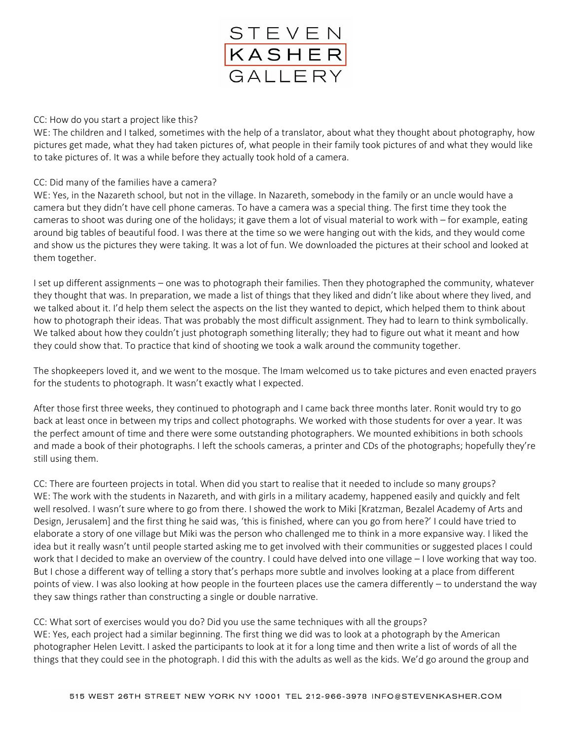CC: How do you start a project like this?
WE: The children and I talked, sometimes with the help of a translator, about what they thought about photography, how pictures get made, what they had taken pictures of, what people in their family took pictures of and what they would like to take pictures of. It was a while before they actually took hold of a camera.

CC: Did many of the families have a camera?
WE: Yes, in the Nazareth school, but not in the village. In Nazareth, somebody in the family or an uncle would have a camera but they didn't have cell phone cameras. To have a camera was a special thing. The first time they took the cameras to shoot was during one of the holidays; it gave them a lot of visual material to work with – for example, eating around big tables of beautiful food. I was there at the time so we were hanging out with the kids, and they would come and show us the pictures they were taking. It was a lot of fun. We downloaded the pictures at their school and looked at them together.

I set up different assignments – one was to photograph their families. Then they photographed the community, whatever they thought that was. In preparation, we made a list of things that they liked and didn't like about where they lived, and we talked about it. I'd help them select the aspects on the list they wanted to depict, which helped them to think about how to photograph their ideas. That was probably the most difficult assignment. They had to learn to think symbolically. We talked about how they couldn't just photograph something literally; they had to figure out what it meant and how they could show that. To practice that kind of shooting we took a walk around the community together.

The shopkeepers loved it, and we went to the mosque. The Imam welcomed us to take pictures and even enacted prayers for the students to photograph. It wasn't exactly what I expected.

After those first three weeks, they continued to photograph and I came back three months later. Ronit would try to go back at least once in between my trips and collect photographs. We worked with those students for over a year. It was the perfect amount of time and there were some outstanding photographers. We mounted exhibitions in both schools and made a book of their photographs. I left the schools cameras, a printer and CDs of the photographs; hopefully they're still using them.

CC: There are fourteen projects in total. When did you start to realise that it needed to include so many groups?
WE: The work with the students in Nazareth, and with girls in a military academy, happened easily and quickly and felt well resolved. I wasn't sure where to go from there. I showed the work to Miki [Kratzman, Bezalel Academy of Arts and Design, Jerusalem] and the first thing he said was, 'this is finished, where can you go from here?' I could have tried to elaborate a story of one village but Miki was the person who challenged me to think in a more expansive way. I liked the idea but it really wasn't until people started asking me to get involved with their communities or suggested places I could work that I decided to make an overview of the country. I could have delved into one village – I love working that way too. But I chose a different way of telling a story that's perhaps more subtle and involves looking at a place from different points of view. I was also looking at how people in the fourteen places use the camera differently – to understand the way they saw things rather than constructing a single or double narrative.

CC: What sort of exercises would you do? Did you use the same techniques with all the groups?
WE: Yes, each project had a similar beginning. The first thing we did was to look at a photograph by the American photographer Helen Levitt. I asked the participants to look at it for a long time and then write a list of words of all the things that they could see in the photograph. I did this with the adults as well as the kids. We'd go around the group and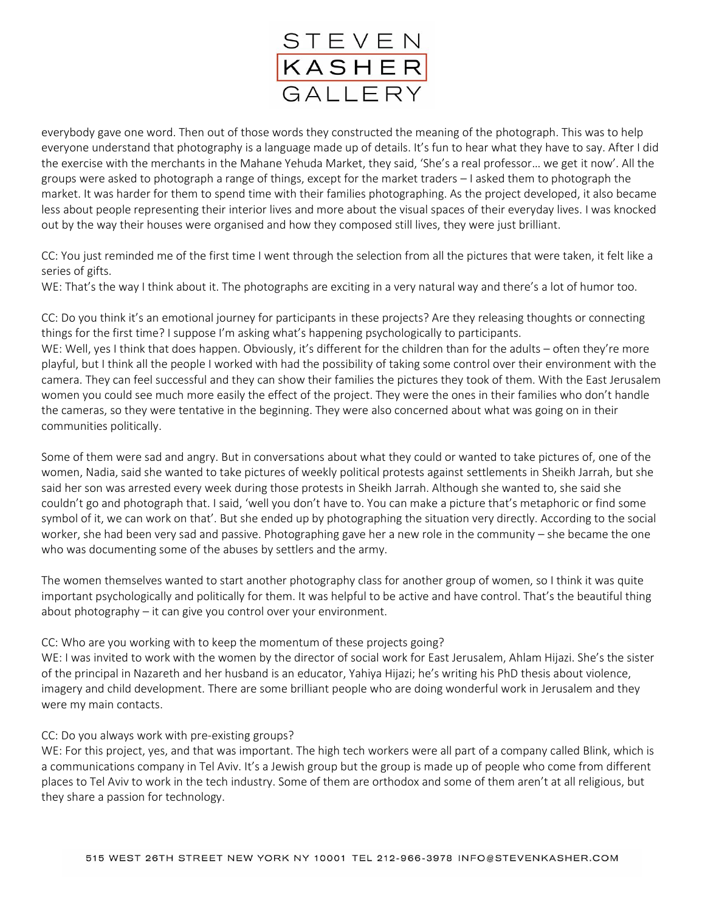everybody gave one word. Then out of those words they constructed the meaning of the photograph. This was to help everyone understand that photography is a language made up of details. It's fun to hear what they have to say. After I did the exercise with the merchants in the Mahane Yehuda Market, they said, 'She's a real professor… we get it now'. All the groups were asked to photograph a range of things, except for the market traders – I asked them to photograph the market. It was harder for them to spend time with their families photographing. As the project developed, it also became less about people representing their interior lives and more about the visual spaces of their everyday lives. I was knocked out by the way their houses were organised and how they composed still lives, they were just brilliant.

CC: You just reminded me of the first time I went through the selection from all the pictures that were taken, it felt like a series of gifts.
WE: That's the way I think about it. The photographs are exciting in a very natural way and there's a lot of humor too.

CC: Do you think it's an emotional journey for participants in these projects? Are they releasing thoughts or connecting things for the first time? I suppose I'm asking what's happening psychologically to participants.
WE: Well, yes I think that does happen. Obviously, it's different for the children than for the adults – often they're more playful, but I think all the people I worked with had the possibility of taking some control over their environment with the camera. They can feel successful and they can show their families the pictures they took of them. With the East Jerusalem women you could see much more easily the effect of the project. They were the ones in their families who don't handle the cameras, so they were tentative in the beginning. They were also concerned about what was going on in their communities politically.

Some of them were sad and angry. But in conversations about what they could or wanted to take pictures of, one of the women, Nadia, said she wanted to take pictures of weekly political protests against settlements in Sheikh Jarrah, but she said her son was arrested every week during those protests in Sheikh Jarrah. Although she wanted to, she said she couldn't go and photograph that. I said, 'well you don't have to. You can make a picture that's metaphoric or find some symbol of it, we can work on that'. But she ended up by photographing the situation very directly. According to the social worker, she had been very sad and passive. Photographing gave her a new role in the community – she became the one who was documenting some of the abuses by settlers and the army.

The women themselves wanted to start another photography class for another group of women, so I think it was quite important psychologically and politically for them. It was helpful to be active and have control. That's the beautiful thing about photography – it can give you control over your environment.

CC: Who are you working with to keep the momentum of these projects going?
WE: I was invited to work with the women by the director of social work for East Jerusalem, Ahlam Hijazi. She's the sister of the principal in Nazareth and her husband is an educator, Yahiya Hijazi; he's writing his PhD thesis about violence, imagery and child development. There are some brilliant people who are doing wonderful work in Jerusalem and they were my main contacts.

CC: Do you always work with pre-existing groups?
WE: For this project, yes, and that was important. The high tech workers were all part of a company called Blink, which is a communications company in Tel Aviv. It's a Jewish group but the group is made up of people who come from different places to Tel Aviv to work in the tech industry. Some of them are orthodox and some of them aren't at all religious, but they share a passion for technology.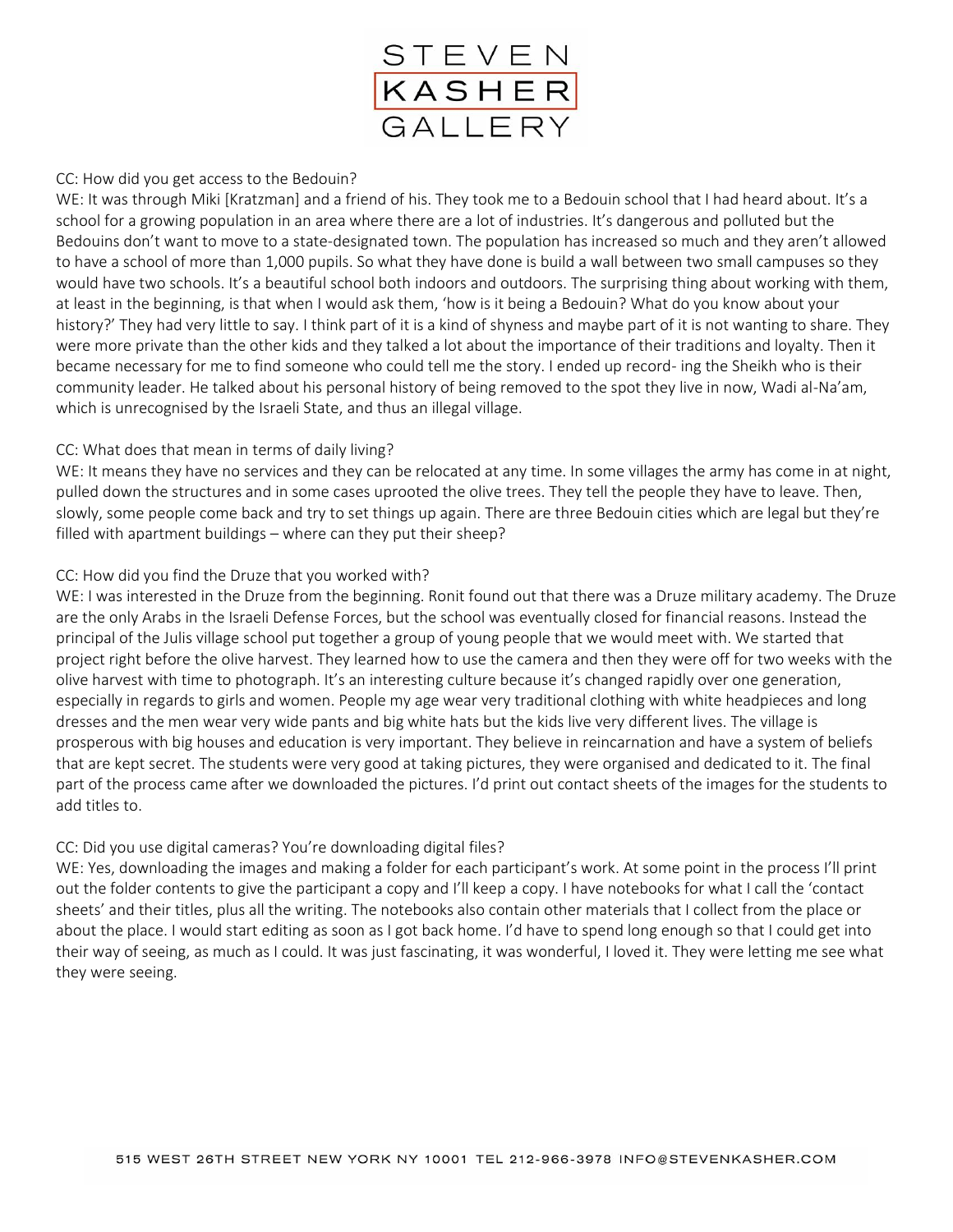CC: How did you get access to the Bedouin?
WE: It was through Miki [Kratzman] and a friend of his. They took me to a Bedouin school that I had heard about. It's a school for a growing population in an area where there are a lot of industries. It's dangerous and polluted but the Bedouins don't want to move to a state-designated town. The population has increased so much and they aren't allowed to have a school of more than 1,000 pupils. So what they have done is build a wall between two small campuses so they would have two schools. It's a beautiful school both indoors and outdoors. The surprising thing about working with them, at least in the beginning, is that when I would ask them, 'how is it being a Bedouin? What do you know about your history?' They had very little to say. I think part of it is a kind of shyness and maybe part of it is not wanting to share. They were more private than the other kids and they talked a lot about the importance of their traditions and loyalty. Then it became necessary for me to find someone who could tell me the story. I ended up record- ing the Sheikh who is their community leader. He talked about his personal history of being removed to the spot they live in now, Wadi al-Na'am, which is unrecognised by the Israeli State, and thus an illegal village.

CC: What does that mean in terms of daily living?
WE: It means they have no services and they can be relocated at any time. In some villages the army has come in at night, pulled down the structures and in some cases uprooted the olive trees. They tell the people they have to leave. Then, slowly, some people come back and try to set things up again. There are three Bedouin cities which are legal but they're filled with apartment buildings – where can they put their sheep?

CC: How did you find the Druze that you worked with?
WE: I was interested in the Druze from the beginning. Ronit found out that there was a Druze military academy. The Druze are the only Arabs in the Israeli Defense Forces, but the school was eventually closed for financial reasons. Instead the principal of the Julis village school put together a group of young people that we would meet with. We started that project right before the olive harvest. They learned how to use the camera and then they were off for two weeks with the olive harvest with time to photograph. It's an interesting culture because it's changed rapidly over one generation, especially in regards to girls and women. People my age wear very traditional clothing with white headpieces and long dresses and the men wear very wide pants and big white hats but the kids live very different lives. The village is prosperous with big houses and education is very important. They believe in reincarnation and have a system of beliefs that are kept secret. The students were very good at taking pictures, they were organised and dedicated to it. The final part of the process came after we downloaded the pictures. I'd print out contact sheets of the images for the students to add titles to.

CC: Did you use digital cameras? You're downloading digital files?
WE: Yes, downloading the images and making a folder for each participant's work. At some point in the process I'll print out the folder contents to give the participant a copy and I'll keep a copy. I have notebooks for what I call the 'contact sheets' and their titles, plus all the writing. The notebooks also contain other materials that I collect from the place or about the place. I would start editing as soon as I got back home. I'd have to spend long enough so that I could get into their way of seeing, as much as I could. It was just fascinating, it was wonderful, I loved it. They were letting me see what they were seeing.